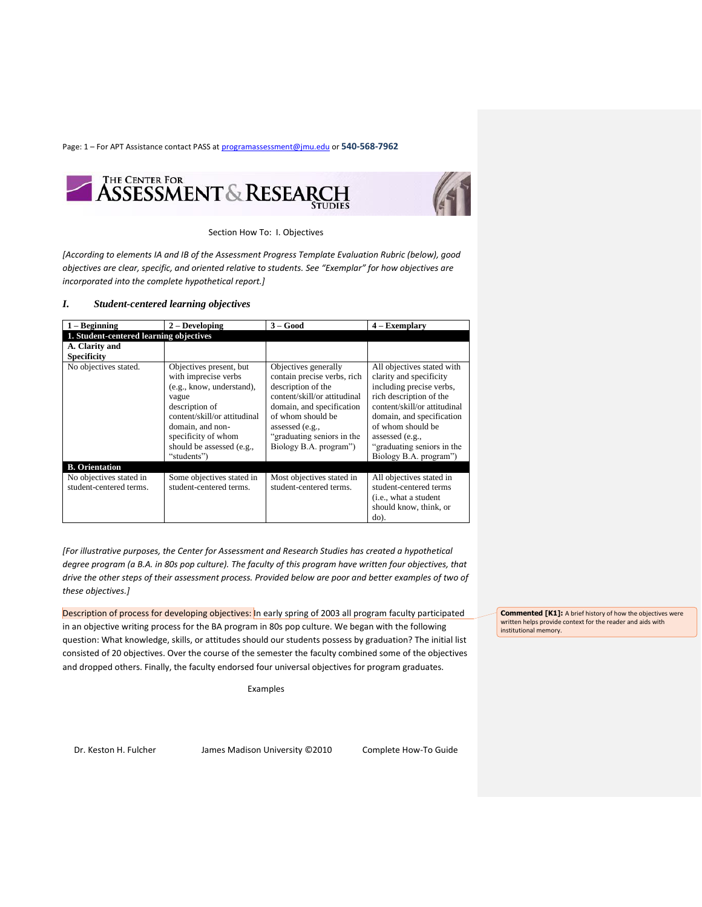THE CENTER FOR ASSESSMENT & RESEARCH STUDIES

Section How To: I. Objectives

*[According to elements IA and IB of the Assessment Progress Template Evaluation Rubric (below), good objectives are clear, specific, and oriented relative to students. See "Exemplar" for how objectives are incorporated into the complete hypothetical report.]*

## *I. Student-centered learning objectives*

| 1 – Beginning | 2 – Developing | 3 – Good | 4 – Exemplary |
|---|---|---|---|
| **1. Student-centered learning objectives** | | | |
| **A. Clarity and Specificity** | | | |
| No objectives stated. | Objectives present, but with imprecise verbs (e.g., know, understand), vague description of content/skill/or attitudinal domain, and non-specificity of whom should be assessed (e.g., "students") | Objectives generally contain precise verbs, rich description of the content/skill/or attitudinal domain, and specification of whom should be assessed (e.g., "graduating seniors in the Biology B.A. program") | All objectives stated with clarity and specificity including precise verbs, rich description of the content/skill/or attitudinal domain, and specification of whom should be assessed (e.g., "graduating seniors in the Biology B.A. program") |
| **B. Orientation** | | | |
| No objectives stated in student-centered terms. | Some objectives stated in student-centered terms. | Most objectives stated in student-centered terms. | All objectives stated in student-centered terms (i.e., what a student should know, think, or do). |

*[For illustrative purposes, the Center for Assessment and Research Studies has created a hypothetical degree program (a B.A. in 80s pop culture). The faculty of this program have written four objectives, that drive the other steps of their assessment process. Provided below are poor and better examples of two of these objectives.]*

Description of process for developing objectives: In early spring of 2003 all program faculty participated in an objective writing process for the BA program in 80s pop culture. We began with the following question: What knowledge, skills, or attitudes should our students possess by graduation? The initial list consisted of 20 objectives. Over the course of the semester the faculty combined some of the objectives and dropped others. Finally, the faculty endorsed four universal objectives for program graduates.

**Commented [K1]:** A brief history of how the objectives were written helps provide context for the reader and aids with institutional memory.

Examples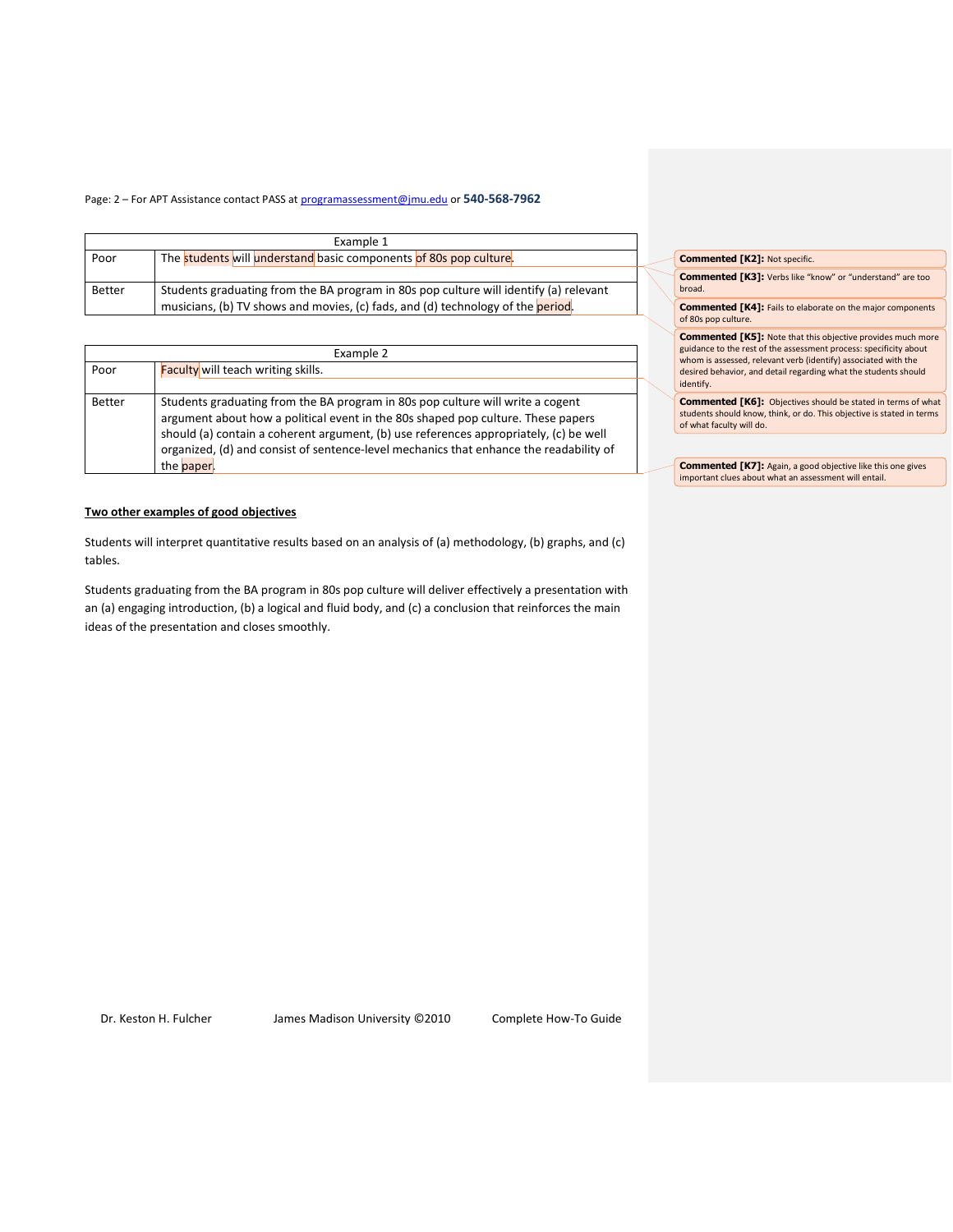| Example 1 | |
|---|---|
| Poor | The students will understand basic components of 80s pop culture. |
| Better | Students graduating from the BA program in 80s pop culture will identify (a) relevant musicians, (b) TV shows and movies, (c) fads, and (d) technology of the period. |

| Example 2 | |
|---|---|
| Poor | Faculty will teach writing skills. |
| Better | Students graduating from the BA program in 80s pop culture will write a cogent argument about how a political event in the 80s shaped pop culture. These papers should (a) contain a coherent argument, (b) use references appropriately, (c) be well organized, (d) and consist of sentence-level mechanics that enhance the readability of the paper. |

**Commented [K2]:** Not specific.

**Commented [K3]:** Verbs like "know" or "understand" are too broad.

**Commented [K4]:** Fails to elaborate on the major components of 80s pop culture.

**Commented [K5]:** Note that this objective provides much more guidance to the rest of the assessment process: specificity about whom is assessed, relevant verb (identify) associated with the desired behavior, and detail regarding what the students should identify.

**Commented [K6]:** Objectives should be stated in terms of what students should know, think, or do. This objective is stated in terms of what faculty will do.

**Commented [K7]:** Again, a good objective like this one gives important clues about what an assessment will entail.

**Two other examples of good objectives**

Students will interpret quantitative results based on an analysis of (a) methodology, (b) graphs, and (c) tables.

Students graduating from the BA program in 80s pop culture will deliver effectively a presentation with an (a) engaging introduction, (b) a logical and fluid body, and (c) a conclusion that reinforces the main ideas of the presentation and closes smoothly.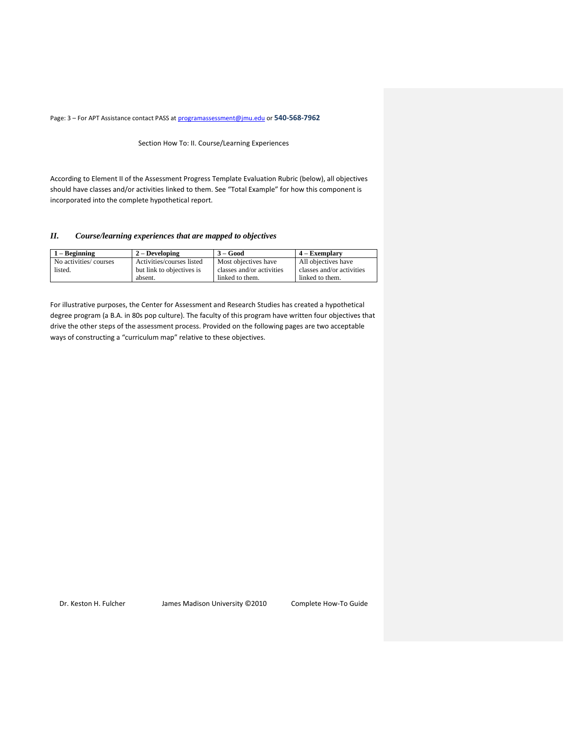Section How To: II. Course/Learning Experiences

According to Element II of the Assessment Progress Template Evaluation Rubric (below), all objectives should have classes and/or activities linked to them. See "Total Example" for how this component is incorporated into the complete hypothetical report.

## *II. Course/learning experiences that are mapped to objectives*

| 1 – Beginning | 2 – Developing | 3 – Good | 4 – Exemplary |
|---|---|---|---|
| No activities/ courses listed. | Activities/courses listed but link to objectives is absent. | Most objectives have classes and/or activities linked to them. | All objectives have classes and/or activities linked to them. |

For illustrative purposes, the Center for Assessment and Research Studies has created a hypothetical degree program (a B.A. in 80s pop culture). The faculty of this program have written four objectives that drive the other steps of the assessment process. Provided on the following pages are two acceptable ways of constructing a "curriculum map" relative to these objectives.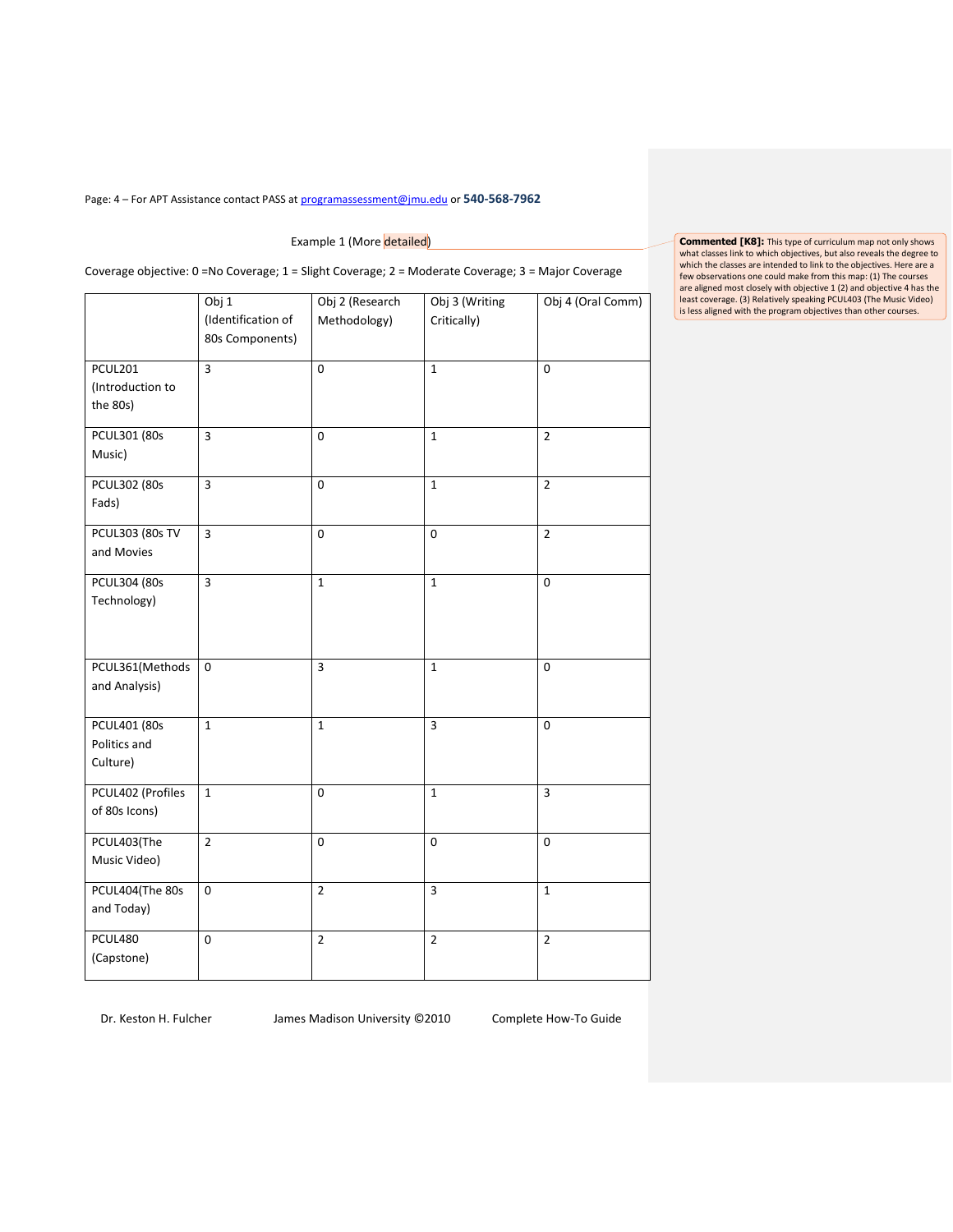Example 1 (More detailed)

Coverage objective: 0 =No Coverage; 1 = Slight Coverage; 2 = Moderate Coverage; 3 = Major Coverage

| | Obj 1 (Identification of 80s Components) | Obj 2 (Research Methodology) | Obj 3 (Writing Critically) | Obj 4 (Oral Comm) |
|---|---|---|---|---|
| PCUL201 (Introduction to the 80s) | 3 | 0 | 1 | 0 |
| PCUL301 (80s Music) | 3 | 0 | 1 | 2 |
| PCUL302 (80s Fads) | 3 | 0 | 1 | 2 |
| PCUL303 (80s TV and Movies | 3 | 0 | 0 | 2 |
| PCUL304 (80s Technology) | 3 | 1 | 1 | 0 |
| PCUL361(Methods and Analysis) | 0 | 3 | 1 | 0 |
| PCUL401 (80s Politics and Culture) | 1 | 1 | 3 | 0 |
| PCUL402 (Profiles of 80s Icons) | 1 | 0 | 1 | 3 |
| PCUL403(The Music Video) | 2 | 0 | 0 | 0 |
| PCUL404(The 80s and Today) | 0 | 2 | 3 | 1 |
| PCUL480 (Capstone) | 0 | 2 | 2 | 2 |

**Commented [K8]:** This type of curriculum map not only shows what classes link to which objectives, but also reveals the degree to which the classes are intended to link to the objectives. Here are a few observations one could make from this map: (1) The courses are aligned most closely with objective 1 (2) and objective 4 has the least coverage. (3) Relatively speaking PCUL403 (The Music Video) is less aligned with the program objectives than other courses.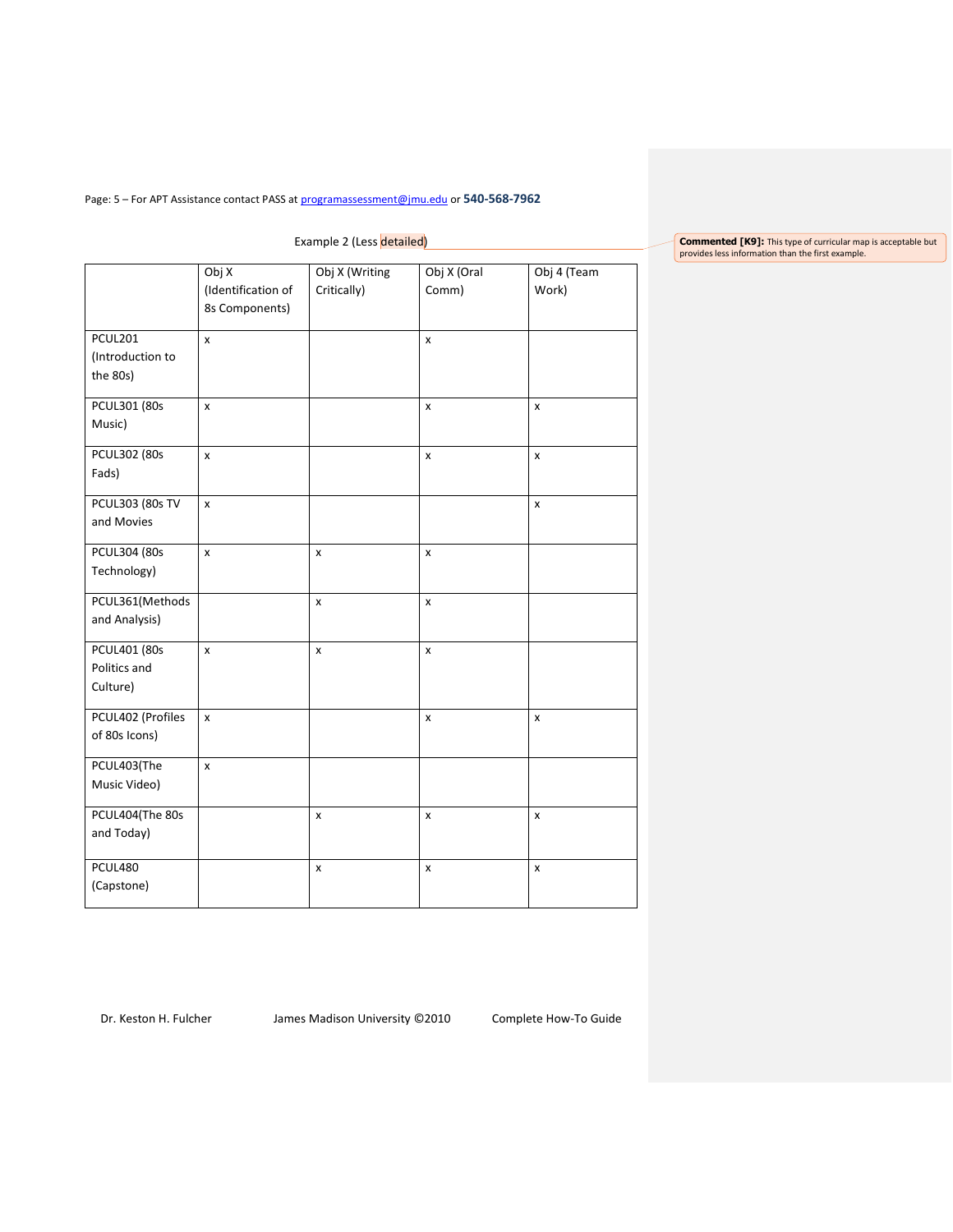Example 2 (Less detailed)

Commented [K9]: This type of curricular map is acceptable but provides less information than the first example.

| | Obj X (Identification of 8s Components) | Obj X (Writing Critically) | Obj X (Oral Comm) | Obj 4 (Team Work) |
|---|---|---|---|---|
| PCUL201 (Introduction to the 80s) | x | | x | |
| PCUL301 (80s Music) | x | | x | x |
| PCUL302 (80s Fads) | x | | x | x |
| PCUL303 (80s TV and Movies | x | | | x |
| PCUL304 (80s Technology) | x | x | x | |
| PCUL361(Methods and Analysis) | | x | x | |
| PCUL401 (80s Politics and Culture) | x | x | x | |
| PCUL402 (Profiles of 80s Icons) | x | | x | x |
| PCUL403(The Music Video) | x | | | |
| PCUL404(The 80s and Today) | | x | x | x |
| PCUL480 (Capstone) | | x | x | x |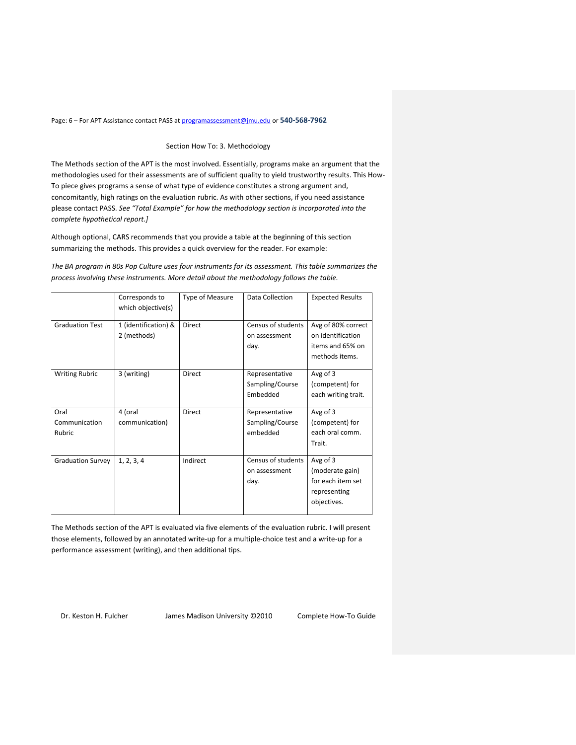## Section How To: 3. Methodology

The Methods section of the APT is the most involved. Essentially, programs make an argument that the methodologies used for their assessments are of sufficient quality to yield trustworthy results. This How-To piece gives programs a sense of what type of evidence constitutes a strong argument and, concomitantly, high ratings on the evaluation rubric. As with other sections, if you need assistance please contact PASS. *See "Total Example" for how the methodology section is incorporated into the complete hypothetical report.]*

Although optional, CARS recommends that you provide a table at the beginning of this section summarizing the methods. This provides a quick overview for the reader. For example:

*The BA program in 80s Pop Culture uses four instruments for its assessment. This table summarizes the process involving these instruments. More detail about the methodology follows the table.*

| | Corresponds to which objective(s) | Type of Measure | Data Collection | Expected Results |
|---|---|---|---|---|
| Graduation Test | 1 (identification) & 2 (methods) | Direct | Census of students on assessment day. | Avg of 80% correct on identification items and 65% on methods items. |
| Writing Rubric | 3 (writing) | Direct | Representative Sampling/Course Embedded | Avg of 3 (competent) for each writing trait. |
| Oral Communication Rubric | 4 (oral communication) | Direct | Representative Sampling/Course embedded | Avg of 3 (competent) for each oral comm. Trait. |
| Graduation Survey | 1, 2, 3, 4 | Indirect | Census of students on assessment day. | Avg of 3 (moderate gain) for each item set representing objectives. |

The Methods section of the APT is evaluated via five elements of the evaluation rubric. I will present those elements, followed by an annotated write-up for a multiple-choice test and a write-up for a performance assessment (writing), and then additional tips.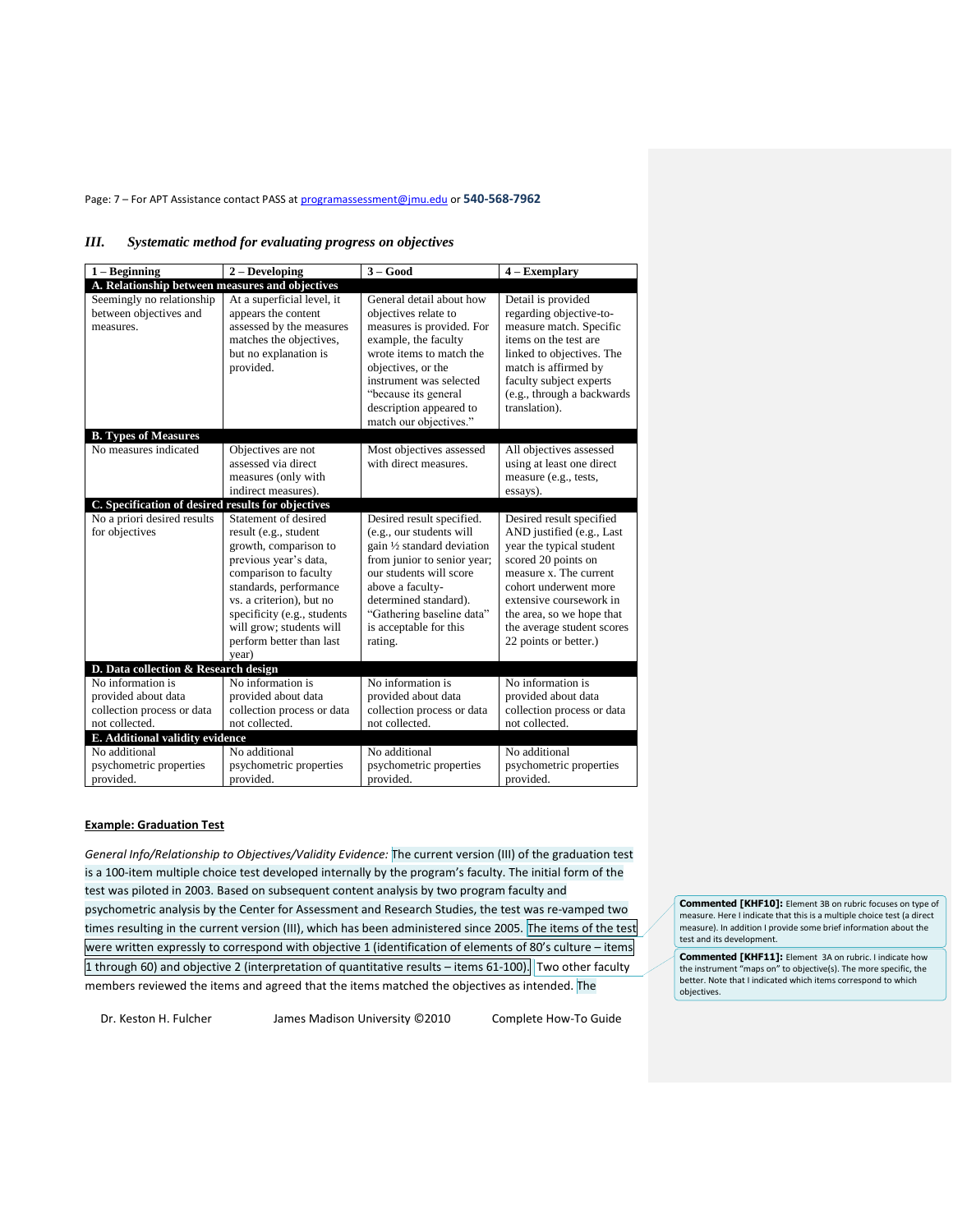### III. *Systematic method for evaluating progress on objectives*

| 1 – Beginning | 2 – Developing | 3 – Good | 4 – Exemplary |
|---|---|---|---|
| **A. Relationship between measures and objectives** | | | |
| Seemingly no relationship between objectives and measures. | At a superficial level, it appears the content assessed by the measures matches the objectives, but no explanation is provided. | General detail about how objectives relate to measures is provided. For example, the faculty wrote items to match the objectives, or the instrument was selected "because its general description appeared to match our objectives." | Detail is provided regarding objective-to-measure match. Specific items on the test are linked to objectives. The match is affirmed by faculty subject experts (e.g., through a backwards translation). |
| **B. Types of Measures** | | | |
| No measures indicated | Objectives are not assessed via direct measures (only with indirect measures). | Most objectives assessed with direct measures. | All objectives assessed using at least one direct measure (e.g., tests, essays). |
| **C. Specification of desired results for objectives** | | | |
| No a priori desired results for objectives | Statement of desired result (e.g., student growth, comparison to previous year's data, comparison to faculty standards, performance vs. a criterion), but no specificity (e.g., students will grow; students will perform better than last year) | Desired result specified. (e.g., our students will gain ½ standard deviation from junior to senior year; our students will score above a faculty-determined standard). "Gathering baseline data" is acceptable for this rating. | Desired result specified AND justified (e.g., Last year the typical student scored 20 points on measure x. The current cohort underwent more extensive coursework in the area, so we hope that the average student scores 22 points or better.) |
| **D. Data collection & Research design** | | | |
| No information is provided about data collection process or data not collected. | No information is provided about data collection process or data not collected. | No information is provided about data collection process or data not collected. | No information is provided about data collection process or data not collected. |
| **E. Additional validity evidence** | | | |
| No additional psychometric properties provided. | No additional psychometric properties provided. | No additional psychometric properties provided. | No additional psychometric properties provided. |

**Example: Graduation Test**

*General Info/Relationship to Objectives/Validity Evidence:* The current version (III) of the graduation test is a 100-item multiple choice test developed internally by the program's faculty. The initial form of the test was piloted in 2003. Based on subsequent content analysis by two program faculty and psychometric analysis by the Center for Assessment and Research Studies, the test was re-vamped two times resulting in the current version (III), which has been administered since 2005. The items of the test were written expressly to correspond with objective 1 (identification of elements of 80's culture – items 1 through 60) and objective 2 (interpretation of quantitative results – items 61-100). Two other faculty members reviewed the items and agreed that the items matched the objectives as intended. The

**Commented [KHF10]:** Element 3B on rubric focuses on type of measure. Here I indicate that this is a multiple choice test (a direct measure). In addition I provide some brief information about the test and its development.

**Commented [KHF11]:** Element 3A on rubric. I indicate how the instrument "maps on" to objective(s). The more specific, the better. Note that I indicated which items correspond to which objectives.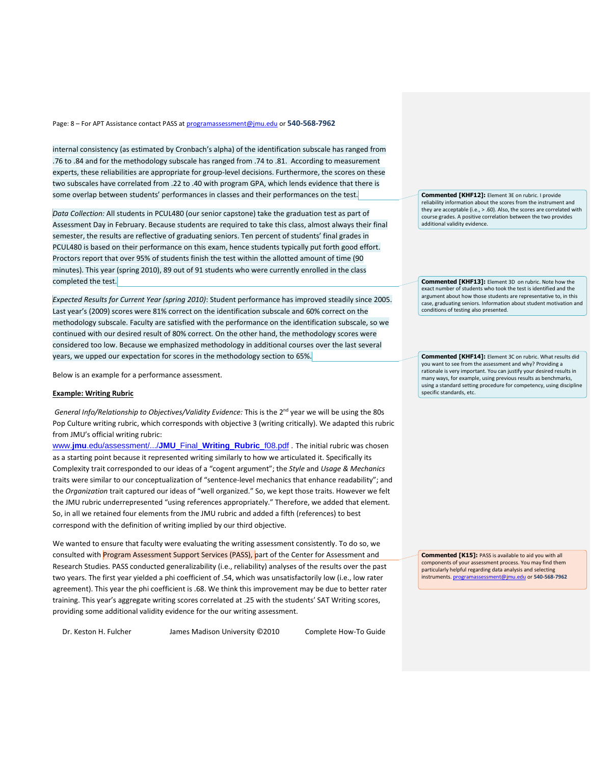internal consistency (as estimated by Cronbach's alpha) of the identification subscale has ranged from .76 to .84 and for the methodology subscale has ranged from .74 to .81. According to measurement experts, these reliabilities are appropriate for group-level decisions. Furthermore, the scores on these two subscales have correlated from .22 to .40 with program GPA, which lends evidence that there is some overlap between students' performances in classes and their performances on the test.

> **Commented [KHF12]:** Element 3E on rubric. I provide reliability information about the scores from the instrument and they are acceptable (i.e., > .60). Also, the scores are correlated with course grades. A positive correlation between the two provides additional validity evidence.

*Data Collection:* All students in PCUL480 (our senior capstone) take the graduation test as part of Assessment Day in February. Because students are required to take this class, almost always their final semester, the results are reflective of graduating seniors. Ten percent of students' final grades in PCUL480 is based on their performance on this exam, hence students typically put forth good effort. Proctors report that over 95% of students finish the test within the allotted amount of time (90 minutes). This year (spring 2010), 89 out of 91 students who were currently enrolled in the class completed the test.

> **Commented [KHF13]:** Element 3D on rubric. Note how the exact number of students who took the test is identified and the argument about how those students are representative to, in this case, graduating seniors. Information about student motivation and conditions of testing also presented.

*Expected Results for Current Year (spring 2010)*: Student performance has improved steadily since 2005. Last year's (2009) scores were 81% correct on the identification subscale and 60% correct on the methodology subscale. Faculty are satisfied with the performance on the identification subscale, so we continued with our desired result of 80% correct. On the other hand, the methodology scores were considered too low. Because we emphasized methodology in additional courses over the last several years, we upped our expectation for scores in the methodology section to 65%.

> **Commented [KHF14]:** Element 3C on rubric. What results did you want to see from the assessment and why? Providing a rationale is very important. You can justify your desired results in many ways, for example, using previous results as benchmarks, using a standard setting procedure for competency, using discipline specific standards, etc.

Below is an example for a performance assessment.

**Example: Writing Rubric**

*General Info/Relationship to Objectives/Validity Evidence:* This is the 2nd year we will be using the 80s Pop Culture writing rubric, which corresponds with objective 3 (writing critically). We adapted this rubric from JMU's official writing rubric: www.**jmu**.edu/assessment/.../**JMU**_Final_**Writing**_**Rubric**_f08.pdf . The initial rubric was chosen as a starting point because it represented writing similarly to how we articulated it. Specifically its Complexity trait corresponded to our ideas of a "cogent argument"; the *Style* and *Usage & Mechanics* traits were similar to our conceptualization of "sentence-level mechanics that enhance readability"; and the *Organization* trait captured our ideas of "well organized." So, we kept those traits. However we felt the JMU rubric underrepresented "using references appropriately." Therefore, we added that element. So, in all we retained four elements from the JMU rubric and added a fifth (references) to best correspond with the definition of writing implied by our third objective.

We wanted to ensure that faculty were evaluating the writing assessment consistently. To do so, we consulted with Program Assessment Support Services (PASS), part of the Center for Assessment and Research Studies. PASS conducted generalizability (i.e., reliability) analyses of the results over the past two years. The first year yielded a phi coefficient of .54, which was unsatisfactorily low (i.e., low rater agreement). This year the phi coefficient is .68. We think this improvement may be due to better rater training. This year's aggregate writing scores correlated at .25 with the students' SAT Writing scores, providing some additional validity evidence for the our writing assessment.

> **Commented [K15]:** PASS is available to aid you with all components of your assessment process. You may find them particularly helpful regarding data analysis and selecting instruments. programassessment@jmu.edu or **540-568-7962**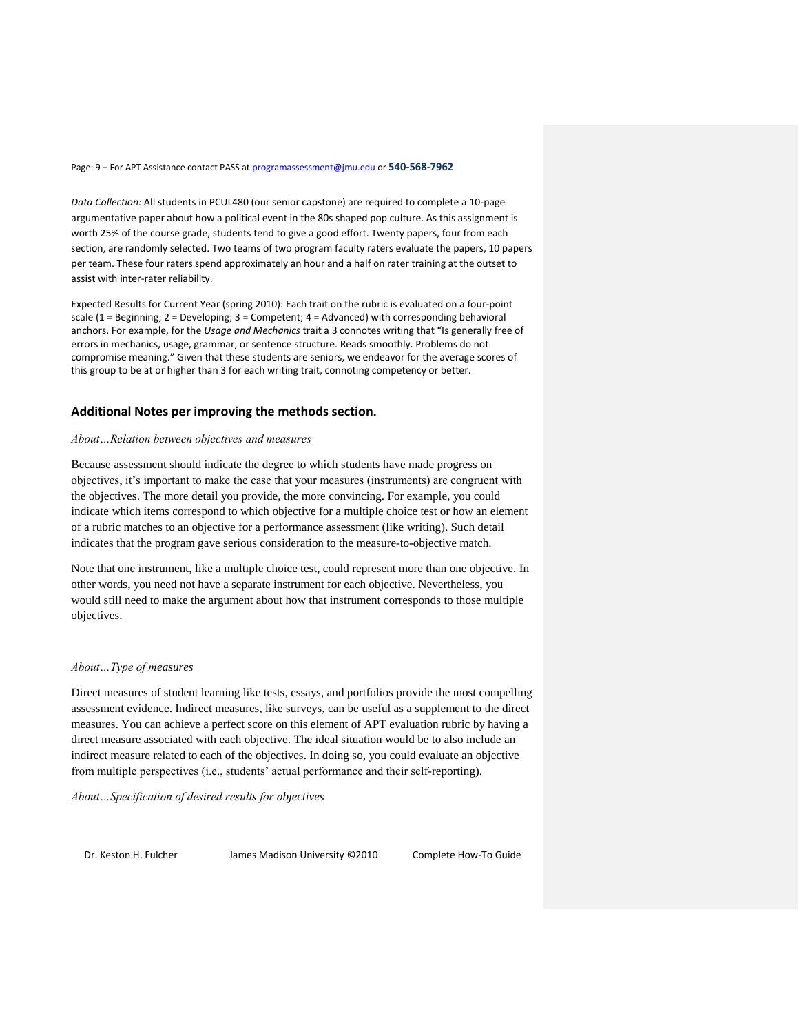*Data Collection:* All students in PCUL480 (our senior capstone) are required to complete a 10-page argumentative paper about how a political event in the 80s shaped pop culture. As this assignment is worth 25% of the course grade, students tend to give a good effort. Twenty papers, four from each section, are randomly selected. Two teams of two program faculty raters evaluate the papers, 10 papers per team. These four raters spend approximately an hour and a half on rater training at the outset to assist with inter-rater reliability.

Expected Results for Current Year (spring 2010): Each trait on the rubric is evaluated on a four-point scale (1 = Beginning; 2 = Developing; 3 = Competent; 4 = Advanced) with corresponding behavioral anchors. For example, for the *Usage and Mechanics* trait a 3 connotes writing that "Is generally free of errors in mechanics, usage, grammar, or sentence structure. Reads smoothly. Problems do not compromise meaning." Given that these students are seniors, we endeavor for the average scores of this group to be at or higher than 3 for each writing trait, connoting competency or better.

## Additional Notes per improving the methods section.

*About…Relation between objectives and measures*

Because assessment should indicate the degree to which students have made progress on objectives, it's important to make the case that your measures (instruments) are congruent with the objectives. The more detail you provide, the more convincing. For example, you could indicate which items correspond to which objective for a multiple choice test or how an element of a rubric matches to an objective for a performance assessment (like writing). Such detail indicates that the program gave serious consideration to the measure-to-objective match.

Note that one instrument, like a multiple choice test, could represent more than one objective. In other words, you need not have a separate instrument for each objective. Nevertheless, you would still need to make the argument about how that instrument corresponds to those multiple objectives.

*About…Type of measures*

Direct measures of student learning like tests, essays, and portfolios provide the most compelling assessment evidence. Indirect measures, like surveys, can be useful as a supplement to the direct measures. You can achieve a perfect score on this element of APT evaluation rubric by having a direct measure associated with each objective. The ideal situation would be to also include an indirect measure related to each of the objectives. In doing so, you could evaluate an objective from multiple perspectives (i.e., students' actual performance and their self-reporting).

*About…Specification of desired results for objectives*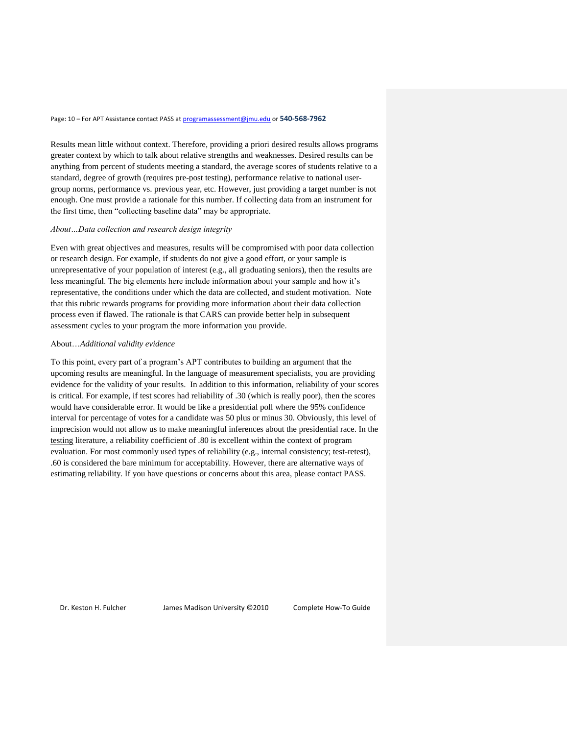Results mean little without context. Therefore, providing a priori desired results allows programs greater context by which to talk about relative strengths and weaknesses. Desired results can be anything from percent of students meeting a standard, the average scores of students relative to a standard, degree of growth (requires pre-post testing), performance relative to national user-group norms, performance vs. previous year, etc. However, just providing a target number is not enough. One must provide a rationale for this number. If collecting data from an instrument for the first time, then "collecting baseline data" may be appropriate.

*About…Data collection and research design integrity*

Even with great objectives and measures, results will be compromised with poor data collection or research design. For example, if students do not give a good effort, or your sample is unrepresentative of your population of interest (e.g., all graduating seniors), then the results are less meaningful. The big elements here include information about your sample and how it's representative, the conditions under which the data are collected, and student motivation. Note that this rubric rewards programs for providing more information about their data collection process even if flawed. The rationale is that CARS can provide better help in subsequent assessment cycles to your program the more information you provide.

About…*Additional validity evidence*

To this point, every part of a program's APT contributes to building an argument that the upcoming results are meaningful. In the language of measurement specialists, you are providing evidence for the validity of your results. In addition to this information, reliability of your scores is critical. For example, if test scores had reliability of .30 (which is really poor), then the scores would have considerable error. It would be like a presidential poll where the 95% confidence interval for percentage of votes for a candidate was 50 plus or minus 30. Obviously, this level of imprecision would not allow us to make meaningful inferences about the presidential race. In the testing literature, a reliability coefficient of .80 is excellent within the context of program evaluation. For most commonly used types of reliability (e.g., internal consistency; test-retest), .60 is considered the bare minimum for acceptability. However, there are alternative ways of estimating reliability. If you have questions or concerns about this area, please contact PASS.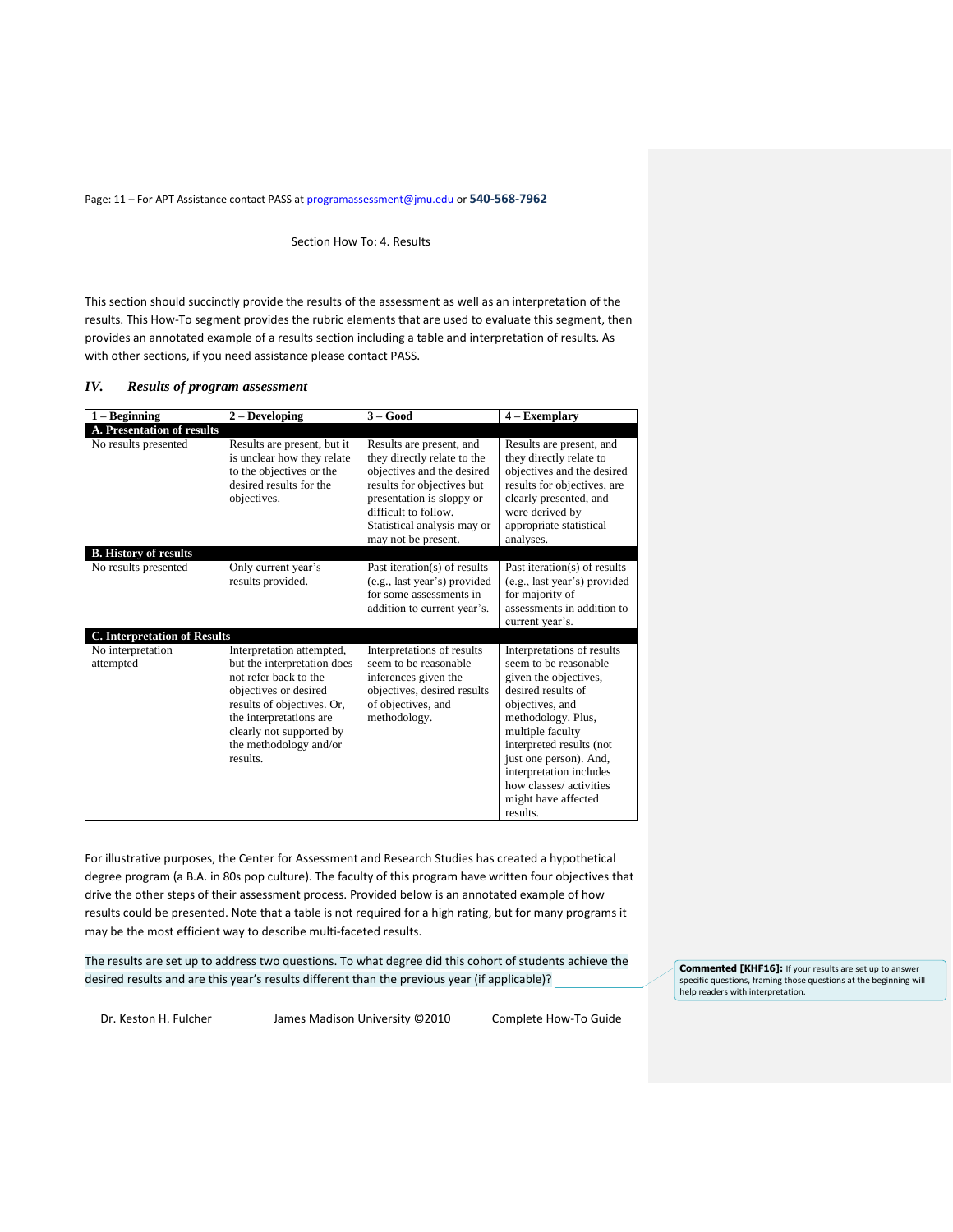Section How To: 4. Results

This section should succinctly provide the results of the assessment as well as an interpretation of the results. This How-To segment provides the rubric elements that are used to evaluate this segment, then provides an annotated example of a results section including a table and interpretation of results. As with other sections, if you need assistance please contact PASS.

### *IV. Results of program assessment*

| 1 – Beginning | 2 – Developing | 3 – Good | 4 – Exemplary |
|---|---|---|---|
| **A. Presentation of results** | | | |
| No results presented | Results are present, but it is unclear how they relate to the objectives or the desired results for the objectives. | Results are present, and they directly relate to the objectives and the desired results for objectives but presentation is sloppy or difficult to follow. Statistical analysis may or may not be present. | Results are present, and they directly relate to objectives and the desired results for objectives, are clearly presented, and were derived by appropriate statistical analyses. |
| **B. History of results** | | | |
| No results presented | Only current year's results provided. | Past iteration(s) of results (e.g., last year's) provided for some assessments in addition to current year's. | Past iteration(s) of results (e.g., last year's) provided for majority of assessments in addition to current year's. |
| **C. Interpretation of Results** | | | |
| No interpretation attempted | Interpretation attempted, but the interpretation does not refer back to the objectives or desired results of objectives. Or, the interpretations are clearly not supported by the methodology and/or results. | Interpretations of results seem to be reasonable inferences given the objectives, desired results of objectives, and methodology. | Interpretations of results seem to be reasonable given the objectives, desired results of objectives, and methodology. Plus, multiple faculty interpreted results (not just one person). And, interpretation includes how classes/ activities might have affected results. |

For illustrative purposes, the Center for Assessment and Research Studies has created a hypothetical degree program (a B.A. in 80s pop culture). The faculty of this program have written four objectives that drive the other steps of their assessment process. Provided below is an annotated example of how results could be presented. Note that a table is not required for a high rating, but for many programs it may be the most efficient way to describe multi-faceted results.

The results are set up to address two questions. To what degree did this cohort of students achieve the desired results and are this year's results different than the previous year (if applicable)?

**Commented [KHF16]:** If your results are set up to answer specific questions, framing those questions at the beginning will help readers with interpretation.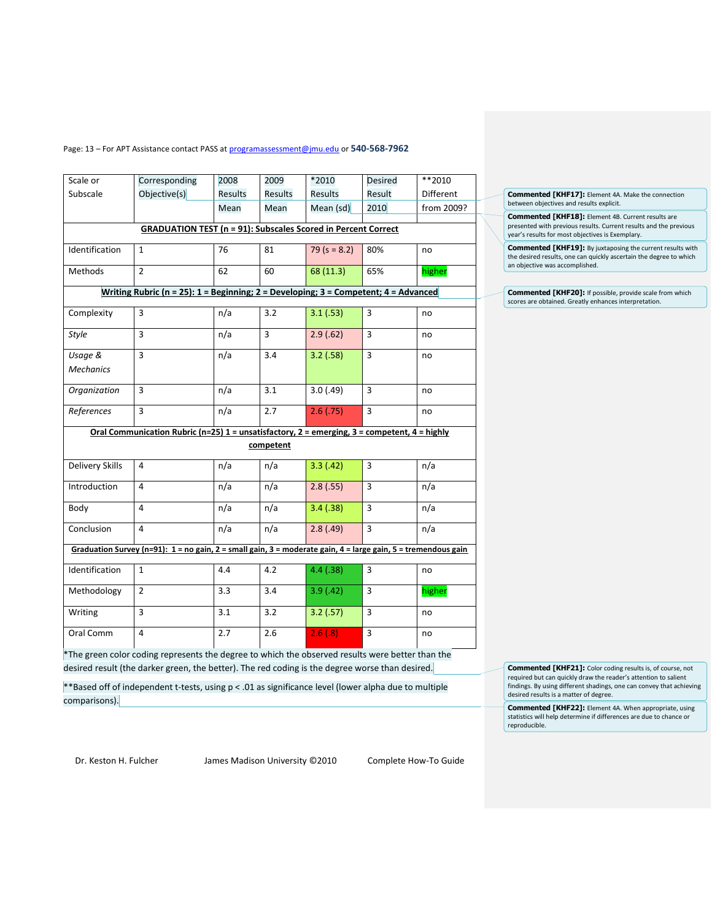| Scale or Subscale | Corresponding Objective(s) | 2008 Results Mean | 2009 Results Mean | *2010 Results Mean (sd) | Desired Result 2010 | **2010 Different from 2009? |
|---|---|---|---|---|---|---|
| **GRADUATION TEST (n = 91): Subscales Scored in Percent Correct** | | | | | | |
| Identification | 1 | 76 | 81 | 79 (s = 8.2) | 80% | no |
| Methods | 2 | 62 | 60 | 68 (11.3) | 65% | higher |
| **Writing Rubric (n = 25): 1 = Beginning; 2 = Developing; 3 = Competent; 4 = Advanced** | | | | | | |
| Complexity | 3 | n/a | 3.2 | 3.1 (.53) | 3 | no |
| *Style* | 3 | n/a | 3 | 2.9 (.62) | 3 | no |
| *Usage & Mechanics* | 3 | n/a | 3.4 | 3.2 (.58) | 3 | no |
| *Organization* | 3 | n/a | 3.1 | 3.0 (.49) | 3 | no |
| *References* | 3 | n/a | 2.7 | 2.6 (.75) | 3 | no |
| **Oral Communication Rubric (n=25) 1 = unsatisfactory, 2 = emerging, 3 = competent, 4 = highly competent** | | | | | | |
| Delivery Skills | 4 | n/a | n/a | 3.3 (.42) | 3 | n/a |
| Introduction | 4 | n/a | n/a | 2.8 (.55) | 3 | n/a |
| Body | 4 | n/a | n/a | 3.4 (.38) | 3 | n/a |
| Conclusion | 4 | n/a | n/a | 2.8 (.49) | 3 | n/a |
| **Graduation Survey (n=91): 1 = no gain, 2 = small gain, 3 = moderate gain, 4 = large gain, 5 = tremendous gain** | | | | | | |
| Identification | 1 | 4.4 | 4.2 | 4.4 (.38) | 3 | no |
| Methodology | 2 | 3.3 | 3.4 | 3.9 (.42) | 3 | higher |
| Writing | 3 | 3.1 | 3.2 | 3.2 (.57) | 3 | no |
| Oral Comm | 4 | 2.7 | 2.6 | 2.6 (.8) | 3 | no |

*The green color coding represents the degree to which the observed results were better than the desired result (the darker green, the better). The red coding is the degree worse than desired.

**Based off of independent t-tests, using $p < .01$ as significance level (lower alpha due to multiple comparisons).

**Commented [KHF17]:** Element 4A. Make the connection between objectives and results explicit.

**Commented [KHF18]:** Element 4B. Current results are presented with previous results. Current results and the previous year's results for most objectives is Exemplary.

**Commented [KHF19]:** By juxtaposing the current results with the desired results, one can quickly ascertain the degree to which an objective was accomplished.

**Commented [KHF20]:** If possible, provide scale from which scores are obtained. Greatly enhances interpretation.

**Commented [KHF21]:** Color coding results is, of course, not required but can quickly draw the reader's attention to salient findings. By using different shadings, one can convey that achieving desired results is a matter of degree.

**Commented [KHF22]:** Element 4A. When appropriate, using statistics will help determine if differences are due to chance or reproducible.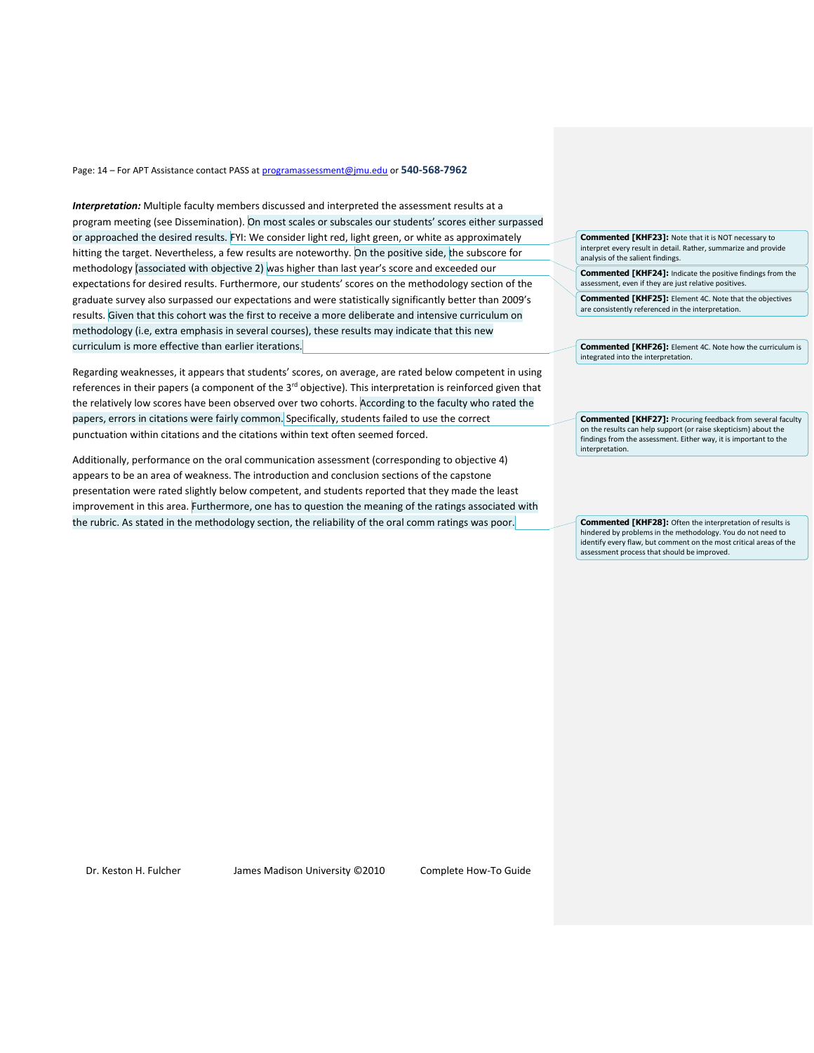*Interpretation:* Multiple faculty members discussed and interpreted the assessment results at a program meeting (see Dissemination). On most scales or subscales our students' scores either surpassed or approached the desired results. FYI: We consider light red, light green, or white as approximately hitting the target. Nevertheless, a few results are noteworthy. On the positive side, the subscore for methodology (associated with objective 2) was higher than last year's score and exceeded our expectations for desired results. Furthermore, our students' scores on the methodology section of the graduate survey also surpassed our expectations and were statistically significantly better than 2009's results. Given that this cohort was the first to receive a more deliberate and intensive curriculum on methodology (i.e, extra emphasis in several courses), these results may indicate that this new curriculum is more effective than earlier iterations.

Regarding weaknesses, it appears that students' scores, on average, are rated below competent in using references in their papers (a component of the 3rd objective). This interpretation is reinforced given that the relatively low scores have been observed over two cohorts. According to the faculty who rated the papers, errors in citations were fairly common. Specifically, students failed to use the correct punctuation within citations and the citations within text often seemed forced.

Additionally, performance on the oral communication assessment (corresponding to objective 4) appears to be an area of weakness. The introduction and conclusion sections of the capstone presentation were rated slightly below competent, and students reported that they made the least improvement in this area. Furthermore, one has to question the meaning of the ratings associated with the rubric. As stated in the methodology section, the reliability of the oral comm ratings was poor.

**Commented [KHF23]:** Note that it is NOT necessary to interpret every result in detail. Rather, summarize and provide analysis of the salient findings.

**Commented [KHF24]:** Indicate the positive findings from the assessment, even if they are just relative positives.

**Commented [KHF25]:** Element 4C. Note that the objectives are consistently referenced in the interpretation.

**Commented [KHF26]:** Element 4C. Note how the curriculum is integrated into the interpretation.

**Commented [KHF27]:** Procuring feedback from several faculty on the results can help support (or raise skepticism) about the findings from the assessment. Either way, it is important to the interpretation.

**Commented [KHF28]:** Often the interpretation of results is hindered by problems in the methodology. You do not need to identify every flaw, but comment on the most critical areas of the assessment process that should be improved.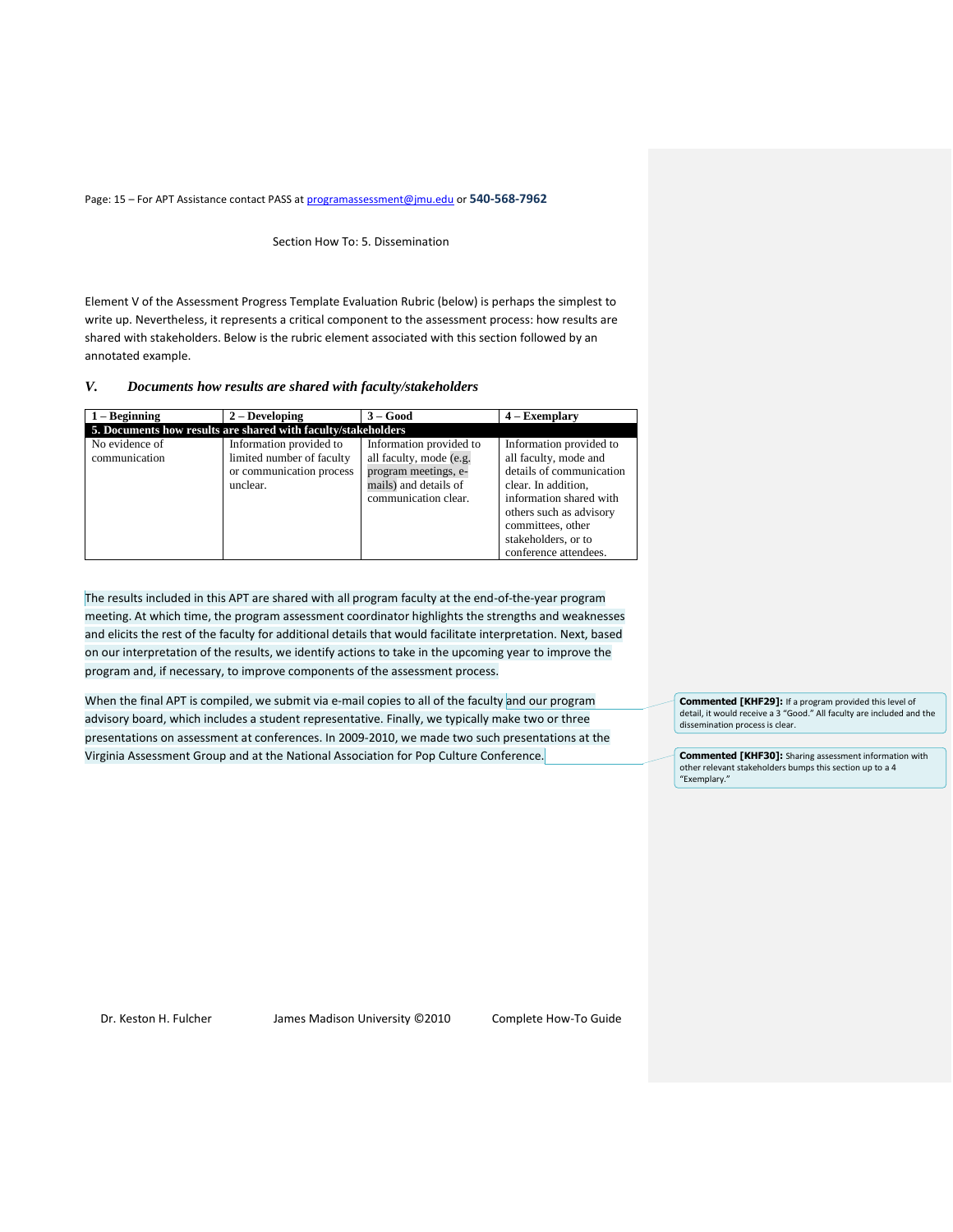Section How To: 5. Dissemination

Element V of the Assessment Progress Template Evaluation Rubric (below) is perhaps the simplest to write up. Nevertheless, it represents a critical component to the assessment process: how results are shared with stakeholders. Below is the rubric element associated with this section followed by an annotated example.

## *V. Documents how results are shared with faculty/stakeholders*

| 1 – Beginning | 2 – Developing | 3 – Good | 4 – Exemplary |
|---|---|---|---|
| **5. Documents how results are shared with faculty/stakeholders** | | | |
| No evidence of communication | Information provided to limited number of faculty or communication process unclear. | Information provided to all faculty, mode (e.g. program meetings, e-mails) and details of communication clear. | Information provided to all faculty, mode and details of communication clear. In addition, information shared with others such as advisory committees, other stakeholders, or to conference attendees. |

The results included in this APT are shared with all program faculty at the end-of-the-year program meeting. At which time, the program assessment coordinator highlights the strengths and weaknesses and elicits the rest of the faculty for additional details that would facilitate interpretation. Next, based on our interpretation of the results, we identify actions to take in the upcoming year to improve the program and, if necessary, to improve components of the assessment process.

When the final APT is compiled, we submit via e-mail copies to all of the faculty and our program advisory board, which includes a student representative. Finally, we typically make two or three presentations on assessment at conferences. In 2009-2010, we made two such presentations at the Virginia Assessment Group and at the National Association for Pop Culture Conference.

**Commented [KHF29]:** If a program provided this level of detail, it would receive a 3 "Good." All faculty are included and the dissemination process is clear.

**Commented [KHF30]:** Sharing assessment information with other relevant stakeholders bumps this section up to a 4 "Exemplary."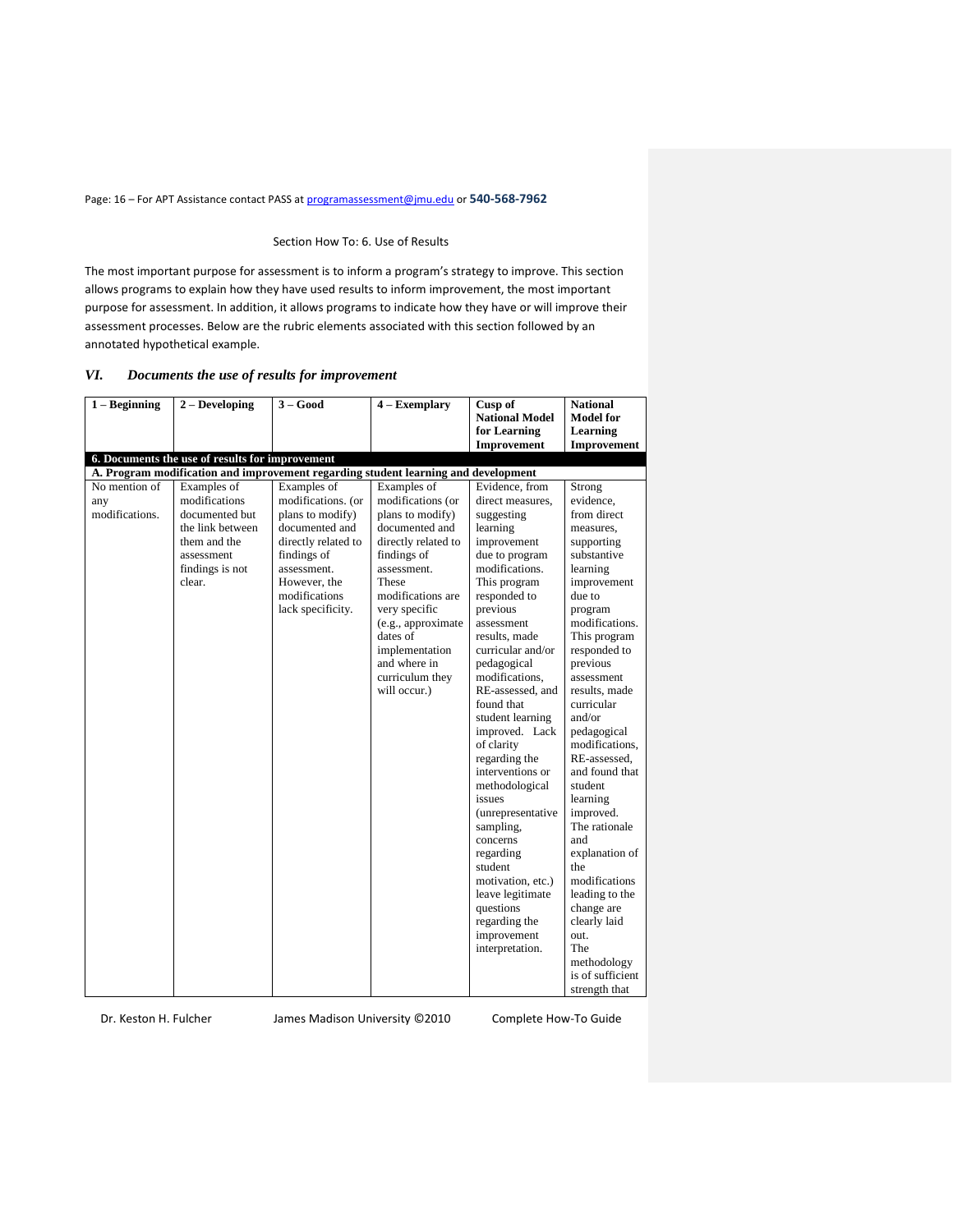Section How To: 6. Use of Results

The most important purpose for assessment is to inform a program's strategy to improve. This section allows programs to explain how they have used results to inform improvement, the most important purpose for assessment. In addition, it allows programs to indicate how they have or will improve their assessment processes. Below are the rubric elements associated with this section followed by an annotated hypothetical example.

### *VI. Documents the use of results for improvement*

| 1 – Beginning | 2 – Developing | 3 – Good | 4 – Exemplary | Cusp of National Model for Learning Improvement | National Model for Learning Improvement |
|---|---|---|---|---|---|
| **6. Documents the use of results for improvement** | | | | | |
| **A. Program modification and improvement regarding student learning and development** | | | | | |
| No mention of any modifications. | Examples of modifications documented but the link between them and the assessment findings is not clear. | Examples of modifications. (or plans to modify) documented and directly related to findings of assessment. However, the modifications lack specificity. | Examples of modifications (or plans to modify) documented and directly related to findings of assessment. These modifications are very specific (e.g., approximate dates of implementation and where in curriculum they will occur.) | Evidence, from direct measures, suggesting learning improvement due to program modifications. This program responded to previous assessment results, made curricular and/or pedagogical modifications, RE-assessed, and found that student learning improved. Lack of clarity regarding the interventions or methodological issues (unrepresentative sampling, concerns regarding student motivation, etc.) leave legitimate questions regarding the improvement interpretation. | Strong evidence, from direct measures, supporting substantive learning improvement due to program modifications. This program responded to previous assessment results, made curricular and/or pedagogical modifications, RE-assessed, and found that student learning improved. The rationale and explanation of the modifications leading to the change are clearly laid out. The methodology is of sufficient strength that |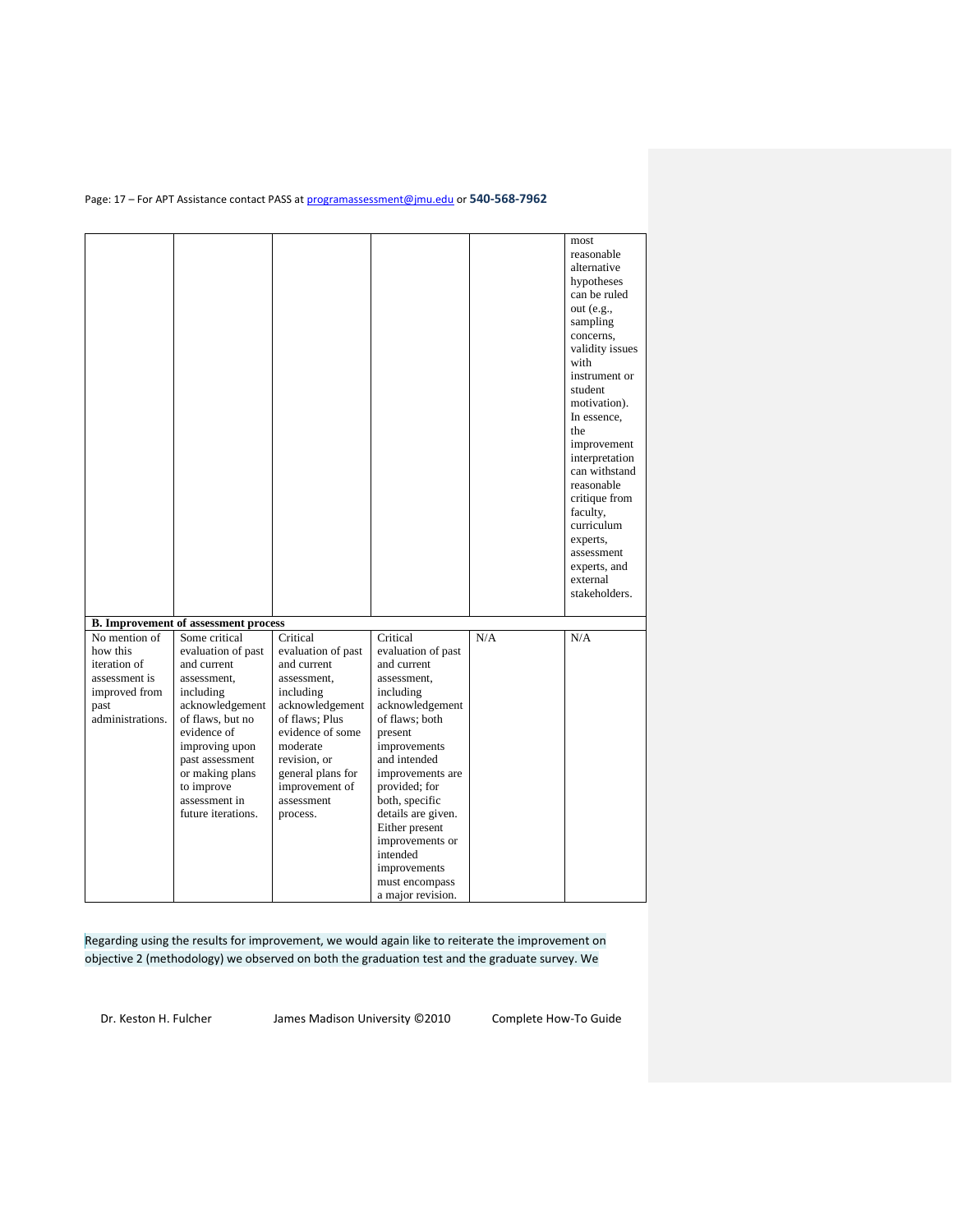| | | | | | |
|---|---|---|---|---|---|
| | | | | | most reasonable alternative hypotheses can be ruled out (e.g., sampling concerns, validity issues with instrument or student motivation). In essence, the improvement interpretation can withstand reasonable critique from faculty, curriculum experts, assessment experts, and external stakeholders. |
| **B. Improvement of assessment process** | | | | | |
| No mention of how this iteration of assessment is improved from past administrations. | Some critical evaluation of past and current assessment, including acknowledgement of flaws, but no evidence of improving upon past assessment or making plans to improve assessment in future iterations. | Critical evaluation of past and current assessment, including acknowledgement of flaws; Plus evidence of some moderate revision, or general plans for improvement of assessment process. | Critical evaluation of past and current assessment, including acknowledgement of flaws; both present improvements and intended improvements are provided; for both, specific details are given. Either present improvements or intended improvements must encompass a major revision. | N/A | N/A |

Regarding using the results for improvement, we would again like to reiterate the improvement on objective 2 (methodology) we observed on both the graduation test and the graduate survey. We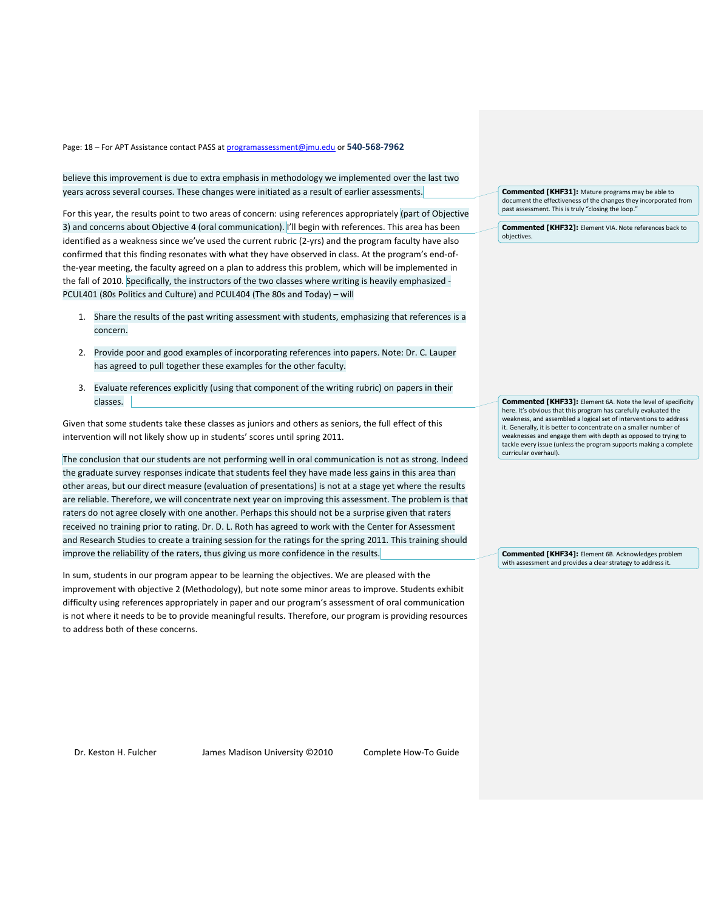believe this improvement is due to extra emphasis in methodology we implemented over the last two years across several courses. These changes were initiated as a result of earlier assessments.

For this year, the results point to two areas of concern: using references appropriately (part of Objective 3) and concerns about Objective 4 (oral communication). I'll begin with references. This area has been identified as a weakness since we've used the current rubric (2-yrs) and the program faculty have also confirmed that this finding resonates with what they have observed in class. At the program's end-of-the-year meeting, the faculty agreed on a plan to address this problem, which will be implemented in the fall of 2010. Specifically, the instructors of the two classes where writing is heavily emphasized - PCUL401 (80s Politics and Culture) and PCUL404 (The 80s and Today) – will

1. Share the results of the past writing assessment with students, emphasizing that references is a concern.
2. Provide poor and good examples of incorporating references into papers. Note: Dr. C. Lauper has agreed to pull together these examples for the other faculty.
3. Evaluate references explicitly (using that component of the writing rubric) on papers in their classes.

Given that some students take these classes as juniors and others as seniors, the full effect of this intervention will not likely show up in students' scores until spring 2011.

The conclusion that our students are not performing well in oral communication is not as strong. Indeed the graduate survey responses indicate that students feel they have made less gains in this area than other areas, but our direct measure (evaluation of presentations) is not at a stage yet where the results are reliable. Therefore, we will concentrate next year on improving this assessment. The problem is that raters do not agree closely with one another. Perhaps this should not be a surprise given that raters received no training prior to rating. Dr. D. L. Roth has agreed to work with the Center for Assessment and Research Studies to create a training session for the ratings for the spring 2011. This training should improve the reliability of the raters, thus giving us more confidence in the results.

In sum, students in our program appear to be learning the objectives. We are pleased with the improvement with objective 2 (Methodology), but note some minor areas to improve. Students exhibit difficulty using references appropriately in paper and our program's assessment of oral communication is not where it needs to be to provide meaningful results. Therefore, our program is providing resources to address both of these concerns.

**Commented [KHF31]:** Mature programs may be able to document the effectiveness of the changes they incorporated from past assessment. This is truly "closing the loop."

**Commented [KHF32]:** Element VIA. Note references back to objectives.

**Commented [KHF33]:** Element 6A. Note the level of specificity here. It's obvious that this program has carefully evaluated the weakness, and assembled a logical set of interventions to address it. Generally, it is better to concentrate on a smaller number of weaknesses and engage them with depth as opposed to trying to tackle every issue (unless the program supports making a complete curricular overhaul).

**Commented [KHF34]:** Element 6B. Acknowledges problem with assessment and provides a clear strategy to address it.